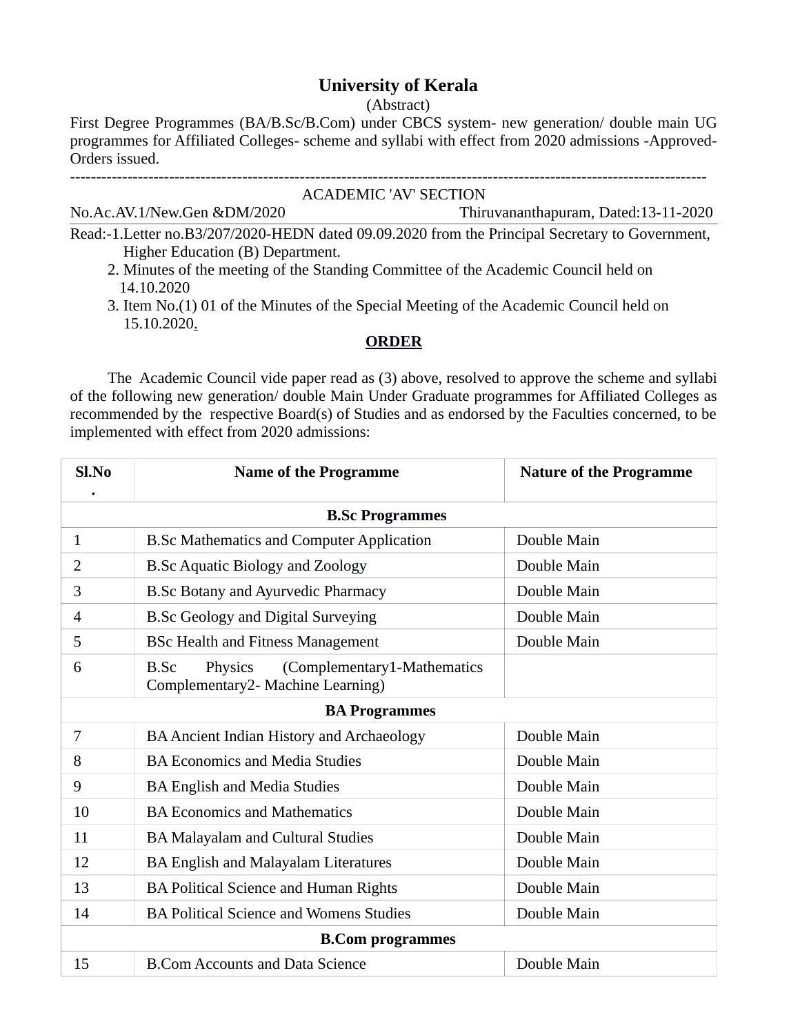# University of Kerala

(Abstract)

First Degree Programmes (BA/B.Sc/B.Com) under CBCS system- new generation/ double main UG programmes for Affiliated Colleges- scheme and syllabi with effect from 2020 admissions -Approved- Orders issued.

---

ACADEMIC 'AV' SECTION

No.Ac.AV.1/New.Gen &DM/2020 Thiruvananthapuram, Dated:13-11-2020

Read:-1.Letter no.B3/207/2020-HEDN dated 09.09.2020 from the Principal Secretary to Government, Higher Education (B) Department.

2. Minutes of the meeting of the Standing Committee of the Academic Council held on 14.10.2020

3. Item No.(1) 01 of the Minutes of the Special Meeting of the Academic Council held on 15.10.2020.

**ORDER**

The Academic Council vide paper read as (3) above, resolved to approve the scheme and syllabi of the following new generation/ double Main Under Graduate programmes for Affiliated Colleges as recommended by the respective Board(s) of Studies and as endorsed by the Faculties concerned, to be implemented with effect from 2020 admissions:

| Sl.No. | Name of the Programme | Nature of the Programme |
|---|---|---|
| | **B.Sc Programmes** | |
| 1 | B.Sc Mathematics and Computer Application | Double Main |
| 2 | B.Sc Aquatic Biology and Zoology | Double Main |
| 3 | B.Sc Botany and Ayurvedic Pharmacy | Double Main |
| 4 | B.Sc Geology and Digital Surveying | Double Main |
| 5 | BSc Health and Fitness Management | Double Main |
| 6 | B.Sc Physics (Complementary1-Mathematics Complementary2- Machine Learning) | |
| | **BA Programmes** | |
| 7 | BA Ancient Indian History and Archaeology | Double Main |
| 8 | BA Economics and Media Studies | Double Main |
| 9 | BA English and Media Studies | Double Main |
| 10 | BA Economics and Mathematics | Double Main |
| 11 | BA Malayalam and Cultural Studies | Double Main |
| 12 | BA English and Malayalam Literatures | Double Main |
| 13 | BA Political Science and Human Rights | Double Main |
| 14 | BA Political Science and Womens Studies | Double Main |
| | **B.Com programmes** | |
| 15 | B.Com Accounts and Data Science | Double Main |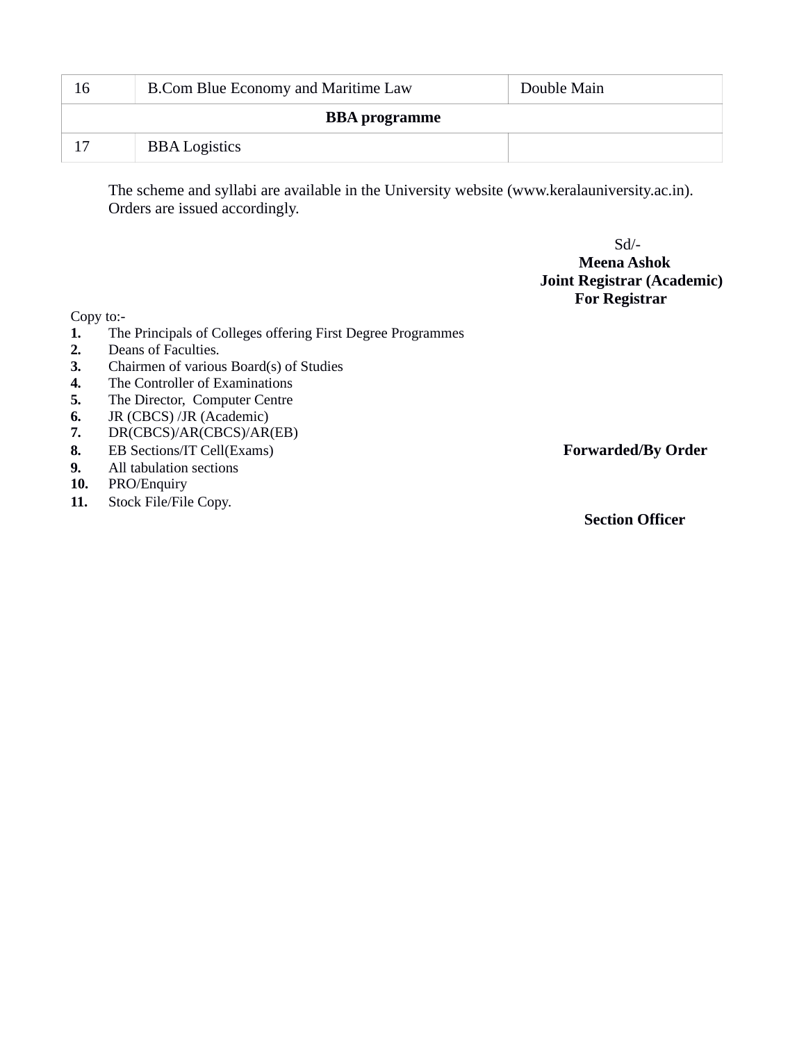| | | |
|---|---|---|
| 16 | B.Com Blue Economy and Maritime Law | Double Main |
| **BBA programme** | | |
| 17 | BBA Logistics | |

The scheme and syllabi are available in the University website (www.keralauniversity.ac.in). Orders are issued accordingly.

Sd/-
**Meena Ashok**
**Joint Registrar (Academic)**
**For Registrar**

Copy to:-

1. The Principals of Colleges offering First Degree Programmes
2. Deans of Faculties.
3. Chairmen of various Board(s) of Studies
4. The Controller of Examinations
5. The Director, Computer Centre
6. JR (CBCS) /JR (Academic)
7. DR(CBCS)/AR(CBCS)/AR(EB)
8. EB Sections/IT Cell(Exams)
9. All tabulation sections
10. PRO/Enquiry
11. Stock File/File Copy.

**Forwarded/By Order**

**Section Officer**